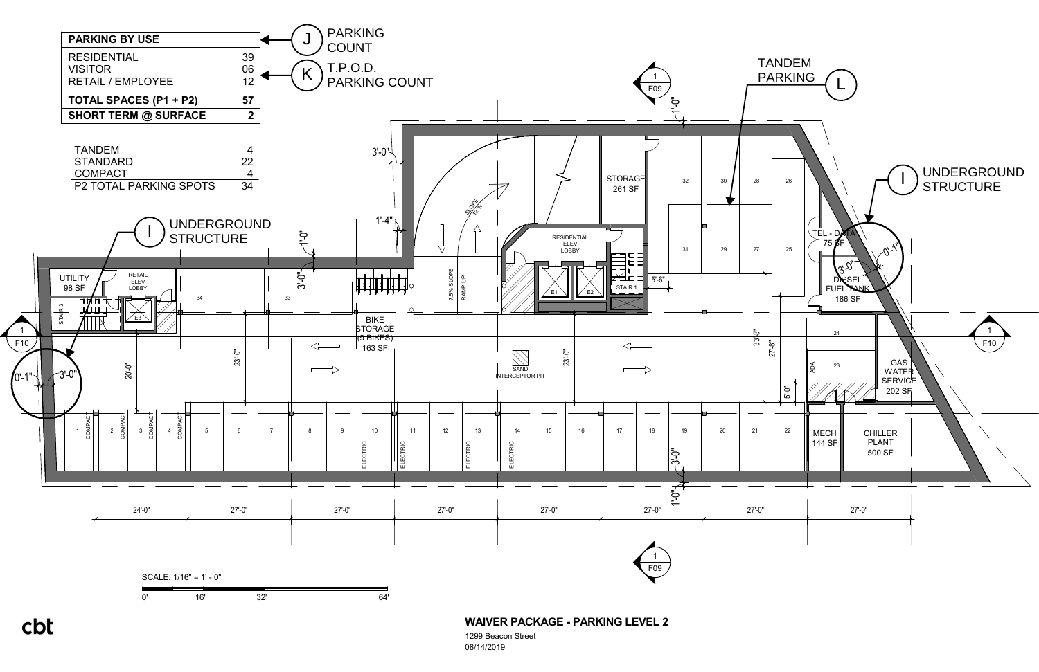| PARKING BY USE | |
|---|---|
| RESIDENTIAL | 39 |
| VISITOR | 06 |
| RETAIL / EMPLOYEE | 12 |
| **TOTAL SPACES (P1 + P2)** | **57** |
| **SHORT TERM @ SURFACE** | **2** |

J — PARKING COUNT

K — T.P.O.D. PARKING COUNT

| | |
|---|---|
| TANDEM | 4 |
| STANDARD | 22 |
| COMPACT | 4 |
| P2 TOTAL PARKING SPOTS | 34 |

L — TANDEM PARKING

I — UNDERGROUND STRUCTURE

UTILITY 98 SF

RETAIL ELEV LOBBY

STAIR 3

E3

BIKE STORAGE (9 BIKES) 163 SF

7.5% SLOPE RAMP UP

SLOPE 12.5%

RESIDENTIAL ELEV LOBBY

E1 E2 STAIR 1

STORAGE 261 SF

SAND INTERCEPTOR PIT

TEL - DATA 75 SF

DIESEL FUEL TANK 186 SF

GAS WATER SERVICE 202 SF

MECH 144 SF

CHILLER PLANT 500 SF

ADA

SCALE: 1/16" = 1' - 0"

0' 16' 32' 64'

cbt

**WAIVER PACKAGE - PARKING LEVEL 2**

1299 Beacon Street

08/14/2019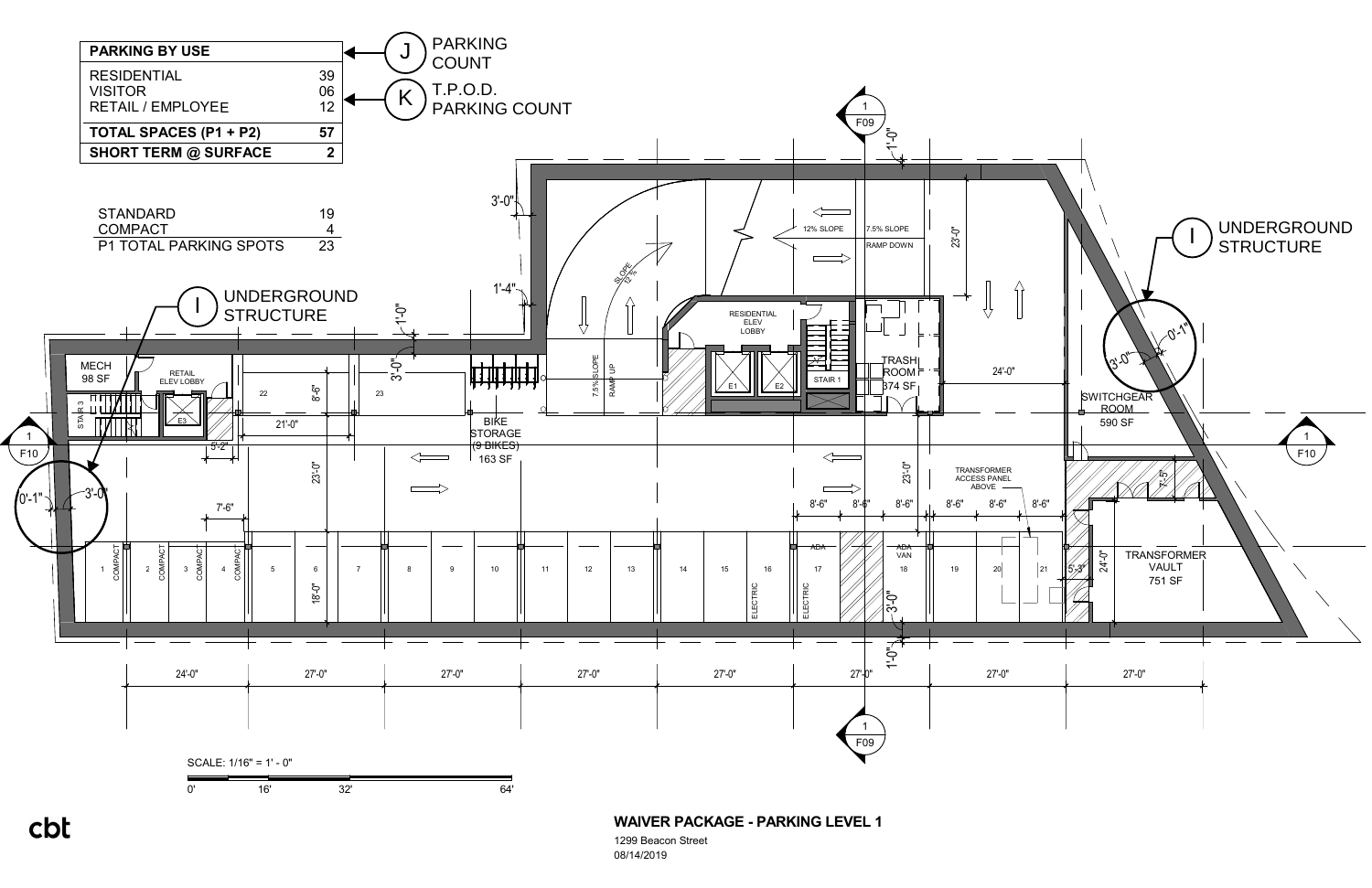| PARKING BY USE | |
|---|---|
| RESIDENTIAL | 39 |
| VISITOR | 06 |
| RETAIL / EMPLOYEE | 12 |
| **TOTAL SPACES (P1 + P2)** | **57** |
| **SHORT TERM @ SURFACE** | **2** |

J — PARKING COUNT

K — T.P.O.D. PARKING COUNT

| | |
|---|---|
| STANDARD | 19 |
| COMPACT | 4 |
| P1 TOTAL PARKING SPOTS | 23 |

I — UNDERGROUND STRUCTURE

I — UNDERGROUND STRUCTURE

MECH 98 SF

RETAIL ELEV LOBBY

STAIR 3

E3

BIKE STORAGE (9 BIKES) 163 SF

RESIDENTIAL ELEV LOBBY

E1 E2

STAIR 1

TRASH ROOM 374 SF

SWITCHGEAR ROOM 590 SF

TRANSFORMER ACCESS PANEL ABOVE

TRANSFORMER VAULT 751 SF

12% SLOPE

7.5% SLOPE RAMP DOWN

SLOPE 12%

7.5% SLOPE RAMP UP

1 COMPACT, 2 COMPACT, 3 COMPACT, 4 COMPACT, 5, 6, 7, 8, 9, 10, 11, 12, 13, 14, 15, 16 ELECTRIC, 17 ELECTRIC ADA, 18 ADA VAN, 19, 20, 21, 22, 23

24'-0" 27'-0" 27'-0" 27'-0" 27'-0" 27'-0" 27'-0" 27'-0"

1 F09

1 F10

SCALE: 1/16" = 1' - 0"

0' 16' 32' 64'

cbt

**WAIVER PACKAGE - PARKING LEVEL 1**

1299 Beacon Street

08/14/2019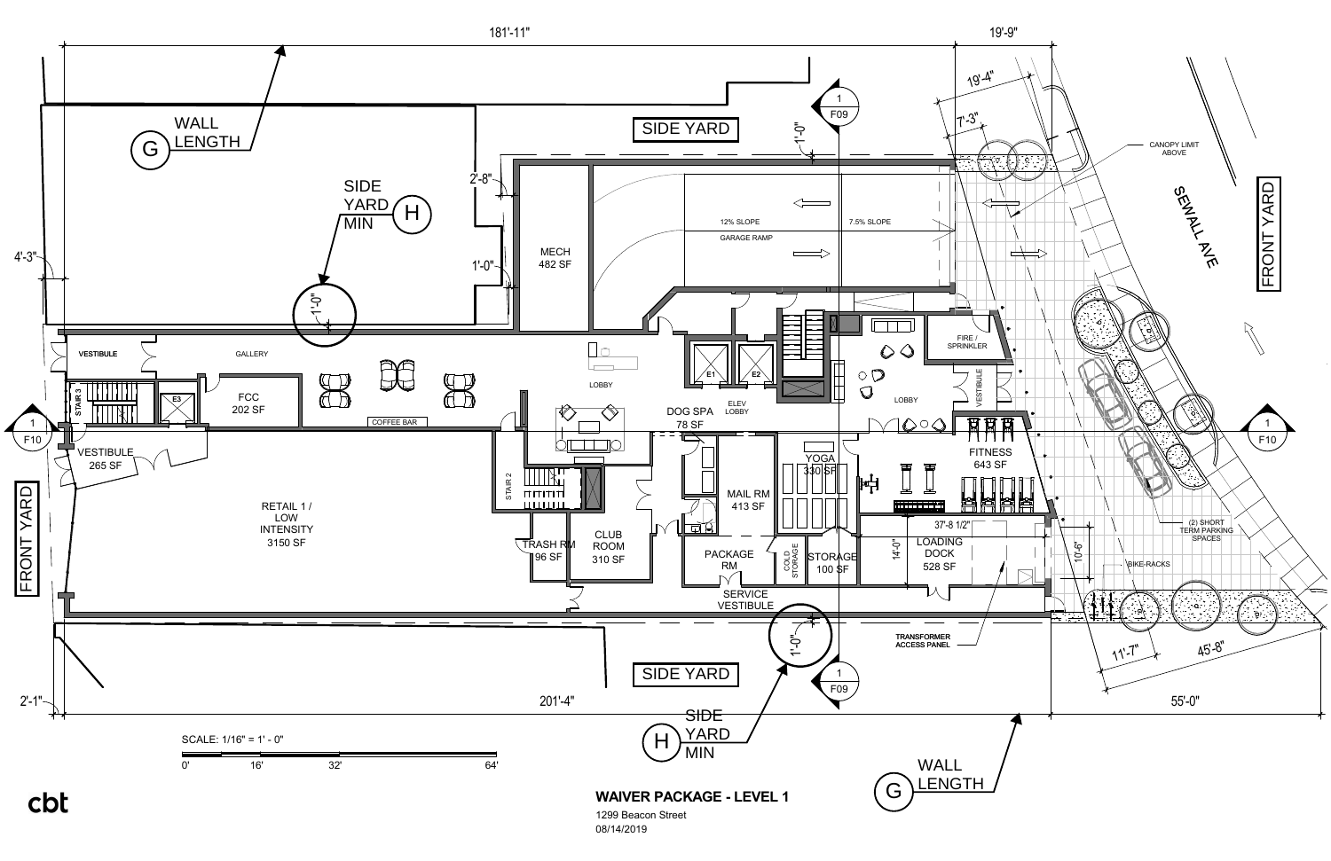# WAIVER PACKAGE - LEVEL 1

1299 Beacon Street

08/14/2019

181'-11"

19'-9"

19'-4"

7'-3"

CANOPY LIMIT ABOVE

SEWALL AVE

FRONT YARD

SIDE YARD

1'-0"

(G) WALL LENGTH

SIDE YARD MIN (H)

2'-8"

4'-3"

1'-0"

1'-0"

MECH 482 SF

12% SLOPE

7.5% SLOPE

GARAGE RAMP

FIRE / SPRINKLER

VESTIBULE

GALLERY

LOBBY

E1

E2

ELEV LOBBY

LOBBY

VESTIBULE

STAIR 3

E3

FCC 202 SF

COFFEE BAR

DOG SPA 78 SF

YOGA 330 SF

FITNESS 643 SF

VESTIBULE 265 SF

RETAIL 1 / LOW INTENSITY 3150 SF

STAIR 2

MAIL RM 413 SF

TRASH RM 96 SF

CLUB ROOM 310 SF

PACKAGE RM

COLD STORAGE

STORAGE 100 SF

37'-8 1/2"

14'-0"

LOADING DOCK 528 SF

10'-6"

(2) SHORT TERM PARKING SPACES

BIKE-RACKS

SERVICE VESTIBULE

TRANSFORMER ACCESS PANEL

FRONT YARD

1 F10

1 F09

1'-0"

SIDE YARD

11'-7"

45'-8"

2'-1"

201'-4"

55'-0"

(H) SIDE YARD MIN

(G) WALL LENGTH

SCALE: 1/16" = 1' - 0"

0' 16' 32' 64'

cbt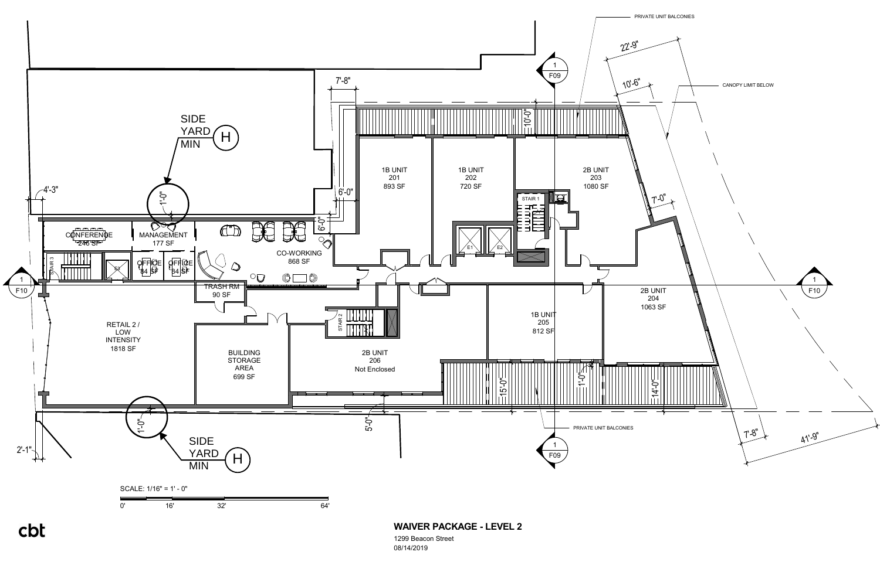PRIVATE UNIT BALCONIES

22'-9"

10'-6"

CANOPY LIMIT BELOW

7'-8"

10'-0"

SIDE YARD MIN (H)

1'-0"

4'-3"

6'-0"

6'-0"

7'-0"

1B UNIT 201 893 SF

1B UNIT 202 720 SF

2B UNIT 203 1080 SF

STAIR 1

E1

E2

CONFERENCE 246 SF

MANAGEMENT 177 SF

CO-WORKING 868 SF

STAIR 3

E3

OFFICE 84 SF

OFFICE 84 SF

TRASH RM 90 SF

2B UNIT 204 1063 SF

1 F10

1 F10

1 F09

1 F09

RETAIL 2 / LOW INTENSITY 1818 SF

BUILDING STORAGE AREA 699 SF

STAIR 2

2B UNIT 206 Not Enclosed

1B UNIT 205 812 SF

15'-0"

1'-0"

14'-0"

PRIVATE UNIT BALCONIES

5'-0"

1'-0"

SIDE YARD MIN (H)

2'-1"

7'-8"

41'-9"

SCALE: 1/16" = 1' - 0"

0' 16' 32' 64'

cbt

**WAIVER PACKAGE - LEVEL 2**

1299 Beacon Street

08/14/2019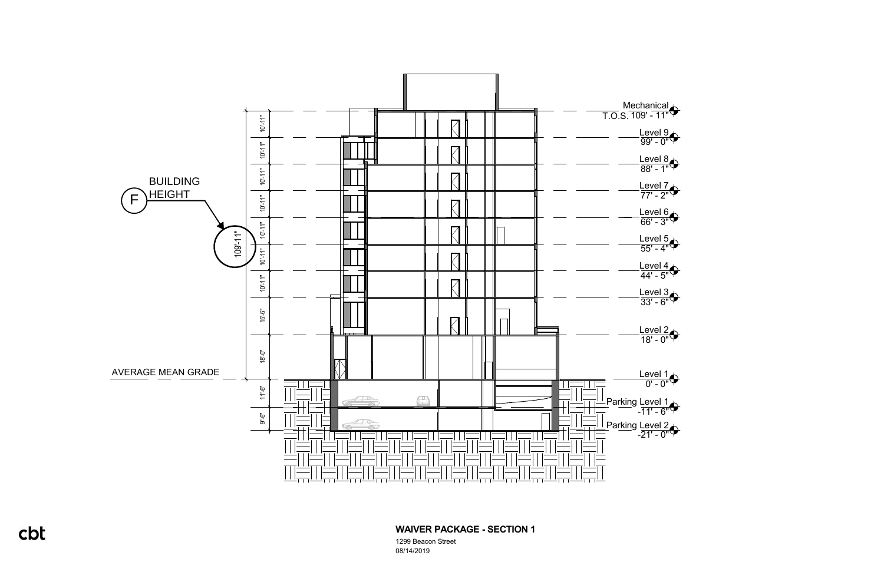BUILDING HEIGHT

F

109'-11"

AVERAGE MEAN GRADE

10'-11"
10'-11"
10'-11"
10'-11"
10'-11"
10'-11"
10'-11"
15'-6"
18'-0"
11'-6"
9'-6"

Mechanical
T.O.S. 109' - 11"

Level 9
99' - 0"

Level 8
88' - 1"

Level 7
77' - 2"

Level 6
66' - 3"

Level 5
55' - 4"

Level 4
44' - 5"

Level 3
33' - 6"

Level 2
18' - 0"

Level 1
0' - 0"

Parking Level 1
-11' - 6"

Parking Level 2
-21' - 0"

cbt

**WAIVER PACKAGE - SECTION 1**

1299 Beacon Street

08/14/2019